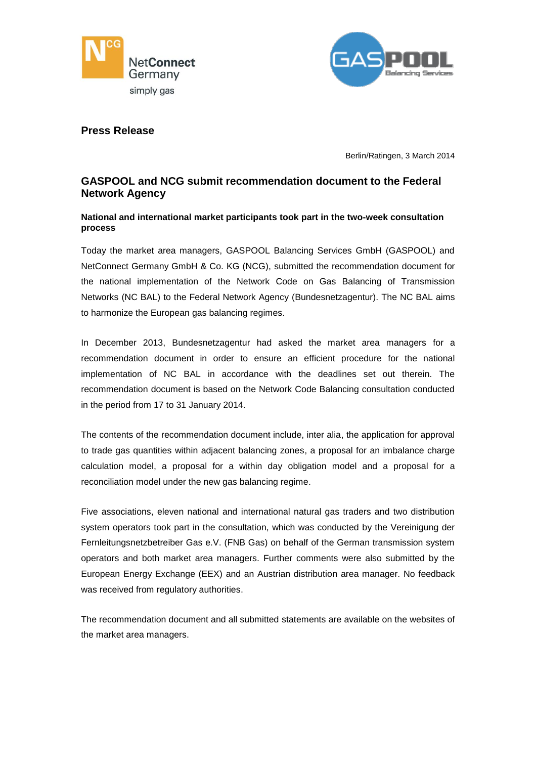**Press Release**

Berlin/Ratingen, 3 March 2014

# GASPOOL and NCG submit recommendation document to the Federal Network Agency

**National and international market participants took part in the two-week consultation process**

Today the market area managers, GASPOOL Balancing Services GmbH (GASPOOL) and NetConnect Germany GmbH & Co. KG (NCG), submitted the recommendation document for the national implementation of the Network Code on Gas Balancing of Transmission Networks (NC BAL) to the Federal Network Agency (Bundesnetzagentur). The NC BAL aims to harmonize the European gas balancing regimes.

In December 2013, Bundesnetzagentur had asked the market area managers for a recommendation document in order to ensure an efficient procedure for the national implementation of NC BAL in accordance with the deadlines set out therein. The recommendation document is based on the Network Code Balancing consultation conducted in the period from 17 to 31 January 2014.

The contents of the recommendation document include, inter alia, the application for approval to trade gas quantities within adjacent balancing zones, a proposal for an imbalance charge calculation model, a proposal for a within day obligation model and a proposal for a reconciliation model under the new gas balancing regime.

Five associations, eleven national and international natural gas traders and two distribution system operators took part in the consultation, which was conducted by the Vereinigung der Fernleitungsnetzbetreiber Gas e.V. (FNB Gas) on behalf of the German transmission system operators and both market area managers. Further comments were also submitted by the European Energy Exchange (EEX) and an Austrian distribution area manager. No feedback was received from regulatory authorities.

The recommendation document and all submitted statements are available on the websites of the market area managers.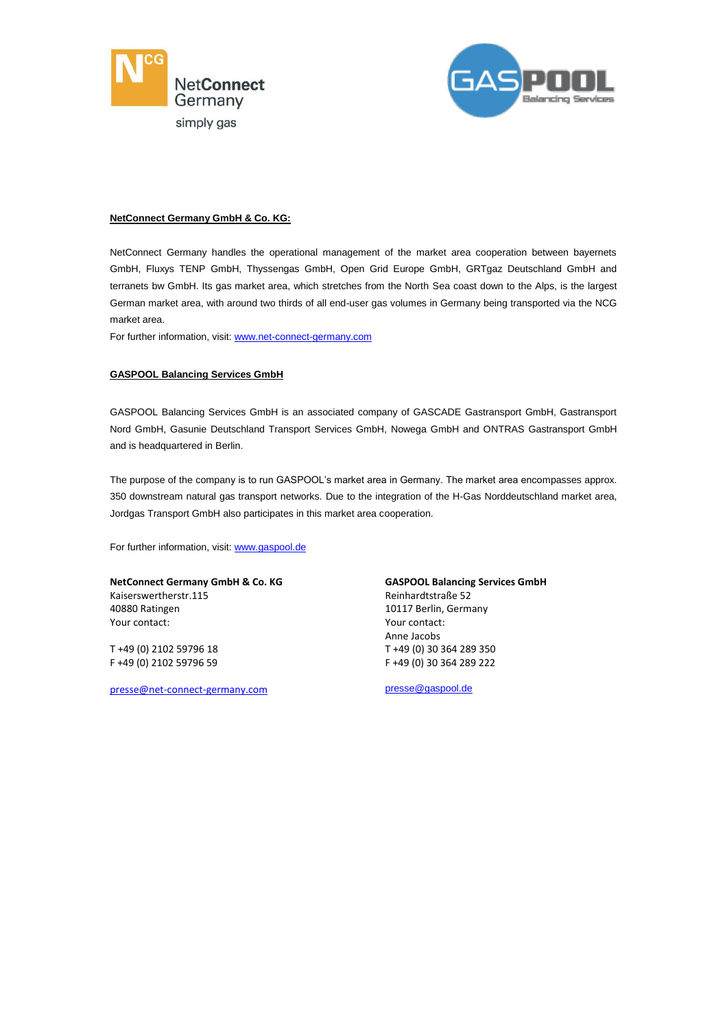**NetConnect Germany GmbH & Co. KG:**

NetConnect Germany handles the operational management of the market area cooperation between bayernets GmbH, Fluxys TENP GmbH, Thyssengas GmbH, Open Grid Europe GmbH, GRTgaz Deutschland GmbH and terranets bw GmbH. Its gas market area, which stretches from the North Sea coast down to the Alps, is the largest German market area, with around two thirds of all end-user gas volumes in Germany being transported via the NCG market area.

For further information, visit: www.net-connect-germany.com

**GASPOOL Balancing Services GmbH**

GASPOOL Balancing Services GmbH is an associated company of GASCADE Gastransport GmbH, Gastransport Nord GmbH, Gasunie Deutschland Transport Services GmbH, Nowega GmbH and ONTRAS Gastransport GmbH and is headquartered in Berlin.

The purpose of the company is to run GASPOOL's market area in Germany. The market area encompasses approx. 350 downstream natural gas transport networks. Due to the integration of the H-Gas Norddeutschland market area, Jordgas Transport GmbH also participates in this market area cooperation.

For further information, visit: www.gaspool.de

**NetConnect Germany GmbH & Co. KG**
Kaiserswertherstr.115
40880 Ratingen
Your contact:

T +49 (0) 2102 59796 18
F +49 (0) 2102 59796 59

presse@net-connect-germany.com

**GASPOOL Balancing Services GmbH**
Reinhardtstraße 52
10117 Berlin, Germany
Your contact:
Anne Jacobs
T +49 (0) 30 364 289 350
F +49 (0) 30 364 289 222

presse@gaspool.de